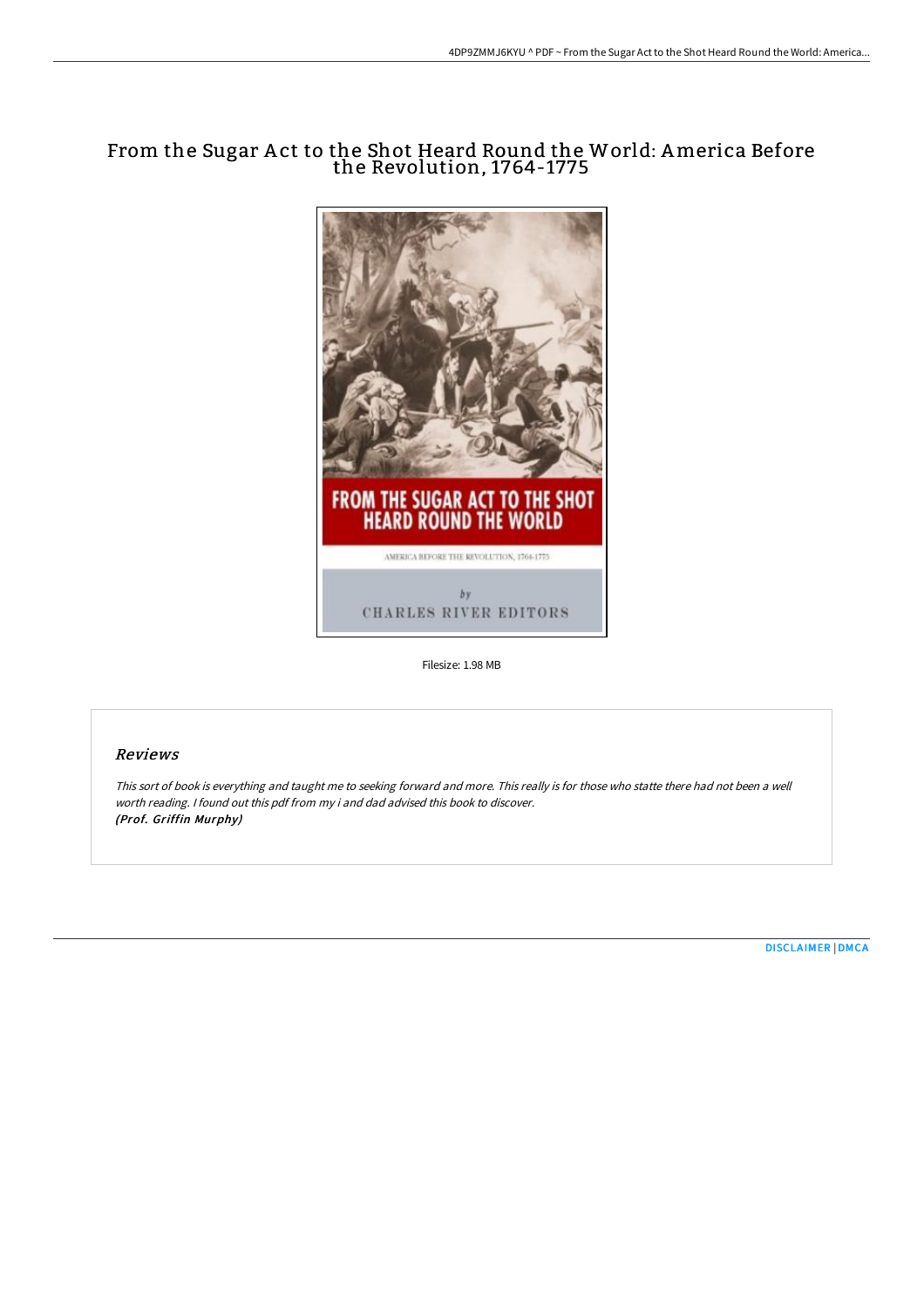# From the Sugar Act to the Shot Heard Round the World: America Before the Revolution, 1764-1775

Filesize: 1.98 MB

## Reviews

*This sort of book is everything and taught me to seeking forward and more. This really is for those who statte there had not been a well worth reading. I found out this pdf from my i and dad advised this book to discover.*
***(Prof. Griffin Murphy)***

DISCLAIMER | DMCA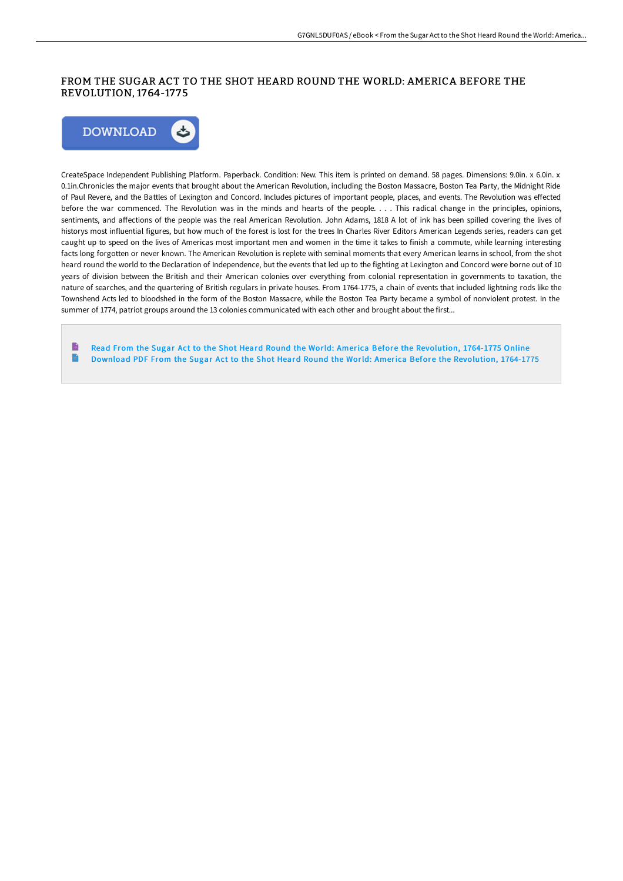# FROM THE SUGAR ACT TO THE SHOT HEARD ROUND THE WORLD: AMERICA BEFORE THE REVOLUTION, 1764-1775

DOWNLOAD

CreateSpace Independent Publishing Platform. Paperback. Condition: New. This item is printed on demand. 58 pages. Dimensions: 9.0in. x 6.0in. x 0.1in.Chronicles the major events that brought about the American Revolution, including the Boston Massacre, Boston Tea Party, the Midnight Ride of Paul Revere, and the Battles of Lexington and Concord. Includes pictures of important people, places, and events. The Revolution was effected before the war commenced. The Revolution was in the minds and hearts of the people. . . . This radical change in the principles, opinions, sentiments, and affections of the people was the real American Revolution. John Adams, 1818 A lot of ink has been spilled covering the lives of historys most influential figures, but how much of the forest is lost for the trees In Charles River Editors American Legends series, readers can get caught up to speed on the lives of Americas most important men and women in the time it takes to finish a commute, while learning interesting facts long forgotten or never known. The American Revolution is replete with seminal moments that every American learns in school, from the shot heard round the world to the Declaration of Independence, but the events that led up to the fighting at Lexington and Concord were borne out of 10 years of division between the British and their American colonies over everything from colonial representation in governments to taxation, the nature of searches, and the quartering of British regulars in private houses. From 1764-1775, a chain of events that included lightning rods like the Townshend Acts led to bloodshed in the form of the Boston Massacre, while the Boston Tea Party became a symbol of nonviolent protest. In the summer of 1774, patriot groups around the 13 colonies communicated with each other and brought about the first...

- Read From the Sugar Act to the Shot Heard Round the World: America Before the Revolution, 1764-1775 Online
- Download PDF From the Sugar Act to the Shot Heard Round the World: America Before the Revolution, 1764-1775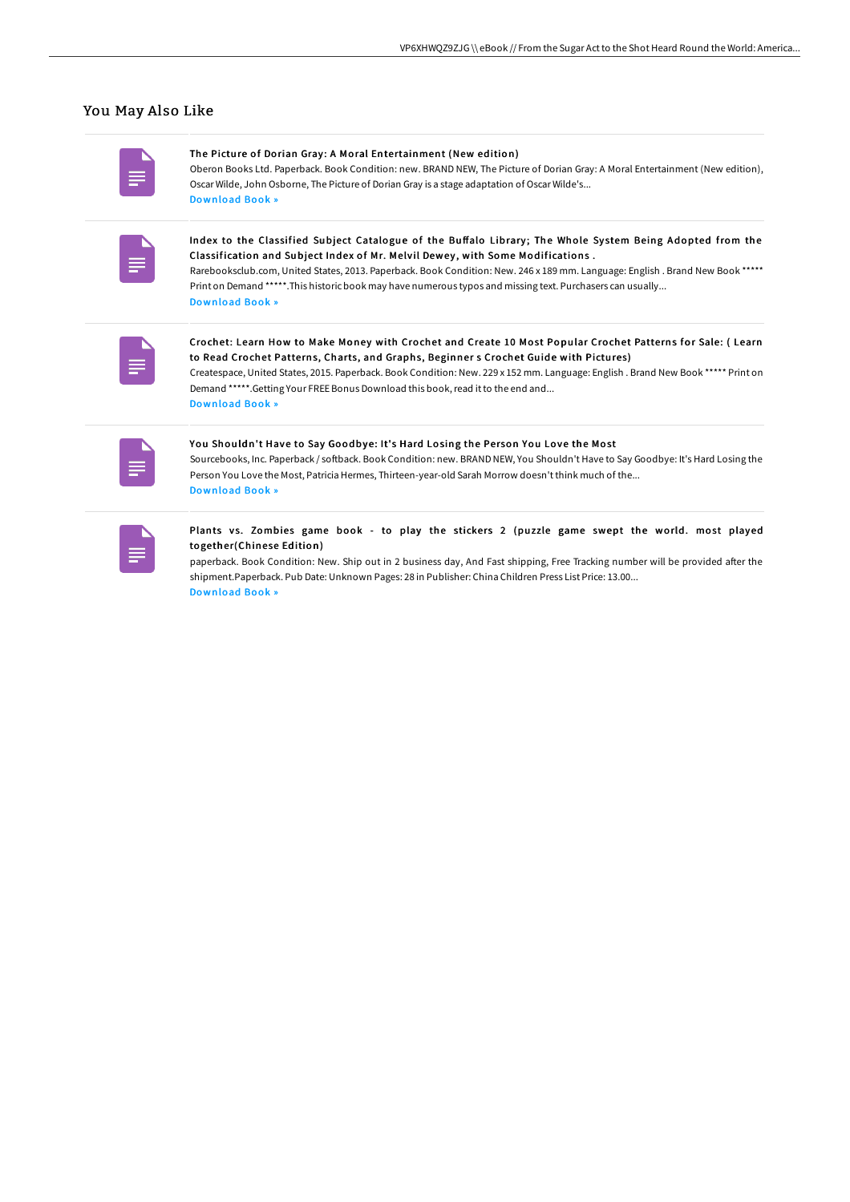## You May Also Like

**The Picture of Dorian Gray: A Moral Entertainment (New edition)**

Oberon Books Ltd. Paperback. Book Condition: new. BRAND NEW, The Picture of Dorian Gray: A Moral Entertainment (New edition), Oscar Wilde, John Osborne, The Picture of Dorian Gray is a stage adaptation of Oscar Wilde's...

Download Book »

**Index to the Classified Subject Catalogue of the Buffalo Library; The Whole System Being Adopted from the Classification and Subject Index of Mr. Melvil Dewey, with Some Modifications .**

Rarebooksclub.com, United States, 2013. Paperback. Book Condition: New. 246 x 189 mm. Language: English . Brand New Book ***** Print on Demand *****.This historic book may have numerous typos and missing text. Purchasers can usually...

Download Book »

**Crochet: Learn How to Make Money with Crochet and Create 10 Most Popular Crochet Patterns for Sale: ( Learn to Read Crochet Patterns, Charts, and Graphs, Beginner s Crochet Guide with Pictures)**

Createspace, United States, 2015. Paperback. Book Condition: New. 229 x 152 mm. Language: English . Brand New Book ***** Print on Demand *****.Getting Your FREE Bonus Download this book, read it to the end and...

Download Book »

**You Shouldn't Have to Say Goodbye: It's Hard Losing the Person You Love the Most**

Sourcebooks, Inc. Paperback / softback. Book Condition: new. BRAND NEW, You Shouldn't Have to Say Goodbye: It's Hard Losing the Person You Love the Most, Patricia Hermes, Thirteen-year-old Sarah Morrow doesn't think much of the...

Download Book »

**Plants vs. Zombies game book - to play the stickers 2 (puzzle game swept the world. most played together(Chinese Edition)**

paperback. Book Condition: New. Ship out in 2 business day, And Fast shipping, Free Tracking number will be provided after the shipment.Paperback. Pub Date: Unknown Pages: 28 in Publisher: China Children Press List Price: 13.00...

Download Book »